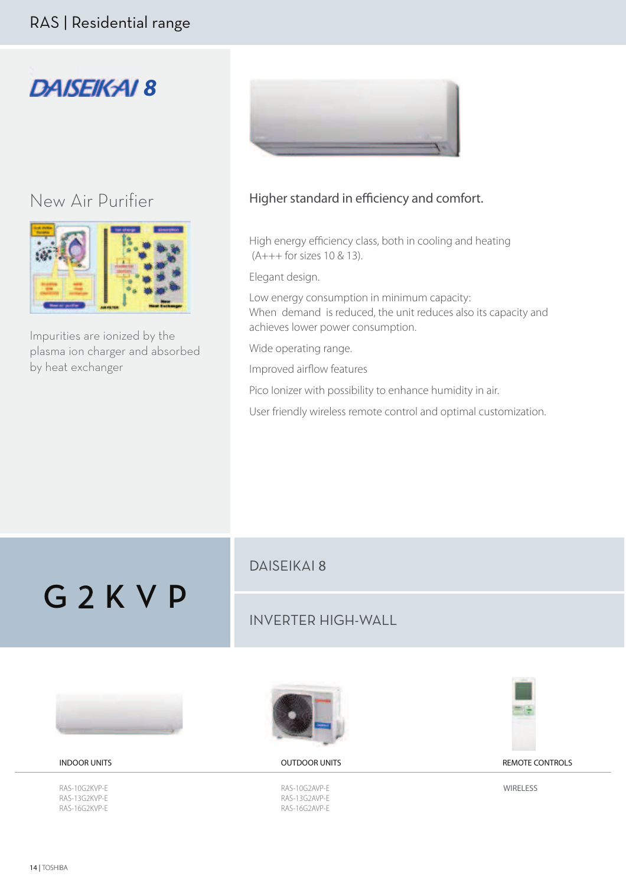# DAISEIKAI 8

## New Air Purifier

Impurities are ionized by the plasma ion charger and absorbed by heat exchanger

### Higher standard in efficiency and comfort.

High energy efficiency class, both in cooling and heating (A+++ for sizes 10 & 13).

Elegant design.

Low energy consumption in minimum capacity:
When demand is reduced, the unit reduces also its capacity and achieves lower power consumption.

Wide operating range.

Improved airflow features

Pico Ionizer with possibility to enhance humidity in air.

User friendly wireless remote control and optimal customization.

# G2KVP

## DAISEIKAI 8

## INVERTER HIGH-WALL

| INDOOR UNITS | OUTDOOR UNITS | REMOTE CONTROLS |
|---|---|---|
| RAS-10G2KVP-E<br>RAS-13G2KVP-E<br>RAS-16G2KVP-E | RAS-10G2AVP-E<br>RAS-13G2AVP-E<br>RAS-16G2AVP-E | WIRELESS |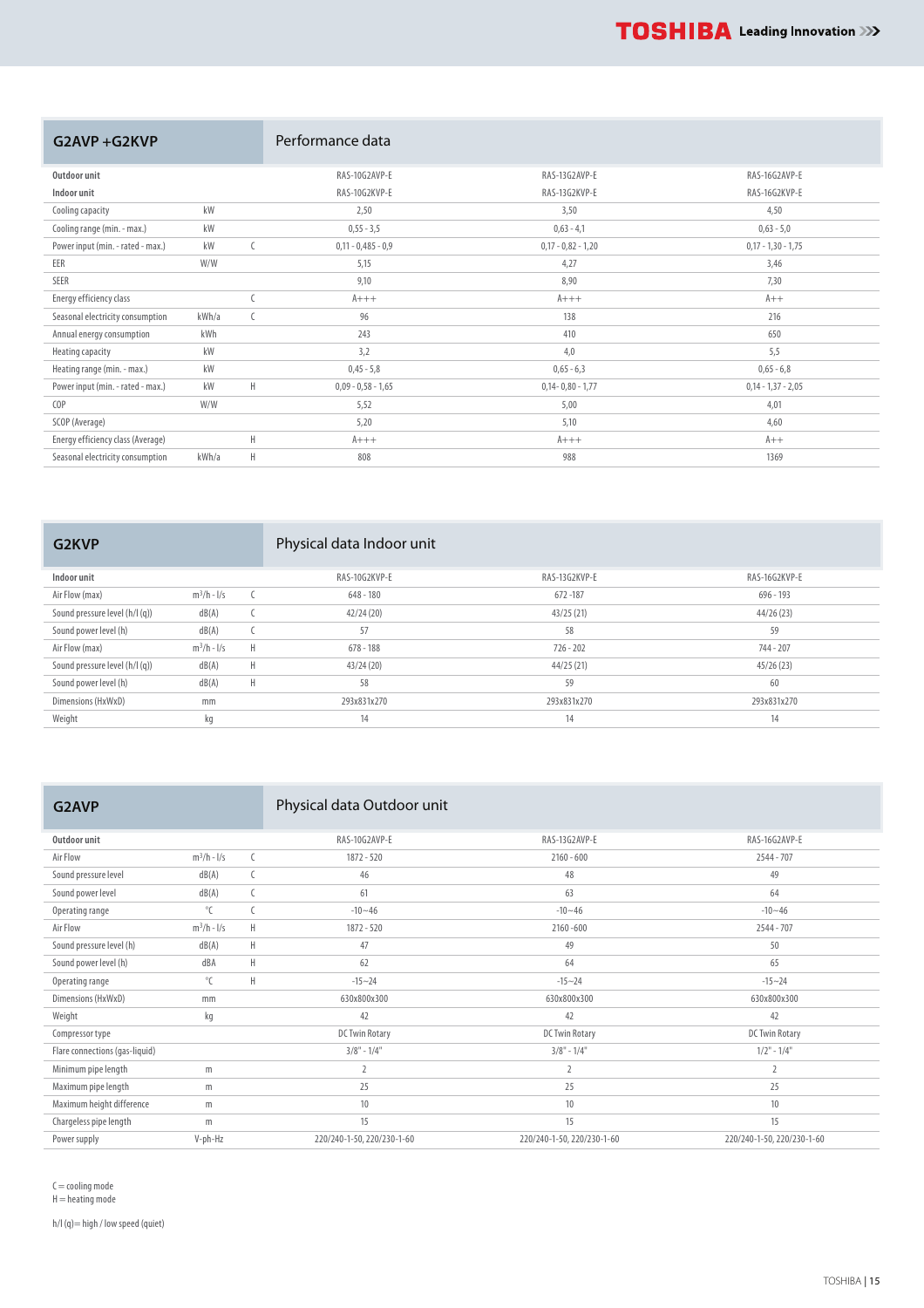## G2AVP +G2KVP — Performance data

| | | | | | |
|---|---|---|---|---|---|
| **Outdoor unit** | | | RAS-10G2AVP-E | RAS-13G2AVP-E | RAS-16G2AVP-E |
| **Indoor unit** | | | RAS-10G2KVP-E | RAS-13G2KVP-E | RAS-16G2KVP-E |
| Cooling capacity | kW | | 2,50 | 3,50 | 4,50 |
| Cooling range (min. - max.) | kW | | 0,55 - 3,5 | 0,63 - 4,1 | 0,63 - 5,0 |
| Power input (min. - rated - max.) | kW | C | 0,11 - 0,485 - 0,9 | 0,17 - 0,82 - 1,20 | 0,17 - 1,30 - 1,75 |
| EER | W/W | | 5,15 | 4,27 | 3,46 |
| SEER | | | 9,10 | 8,90 | 7,30 |
| Energy efficiency class | | C | A+++ | A+++ | A++ |
| Seasonal electricity consumption | kWh/a | C | 96 | 138 | 216 |
| Annual energy consumption | kWh | | 243 | 410 | 650 |
| Heating capacity | kW | | 3,2 | 4,0 | 5,5 |
| Heating range (min. - max.) | kW | | 0,45 - 5,8 | 0,65 - 6,3 | 0,65 - 6,8 |
| Power input (min. - rated - max.) | kW | H | 0,09 - 0,58 - 1,65 | 0,14- 0,80 - 1,77 | 0,14 - 1,37 - 2,05 |
| COP | W/W | | 5,52 | 5,00 | 4,01 |
| SCOP (Average) | | | 5,20 | 5,10 | 4,60 |
| Energy efficiency class (Average) | | H | A+++ | A+++ | A++ |
| Seasonal electricity consumption | kWh/a | H | 808 | 988 | 1369 |

## G2KVP — Physical data Indoor unit

| | | | | | |
|---|---|---|---|---|---|
| **Indoor unit** | | | RAS-10G2KVP-E | RAS-13G2KVP-E | RAS-16G2KVP-E |
| Air Flow (max) | m³/h - l/s | C | 648 - 180 | 672 -187 | 696 - 193 |
| Sound pressure level (h/l (q)) | dB(A) | C | 42/24 (20) | 43/25 (21) | 44/26 (23) |
| Sound power level (h) | dB(A) | C | 57 | 58 | 59 |
| Air Flow (max) | m³/h - l/s | H | 678 - 188 | 726 - 202 | 744 - 207 |
| Sound pressure level (h/l (q)) | dB(A) | H | 43/24 (20) | 44/25 (21) | 45/26 (23) |
| Sound power level (h) | dB(A) | H | 58 | 59 | 60 |
| Dimensions (HxWxD) | mm | | 293x831x270 | 293x831x270 | 293x831x270 |
| Weight | kg | | 14 | 14 | 14 |

## G2AVP — Physical data Outdoor unit

| | | | | | |
|---|---|---|---|---|---|
| **Outdoor unit** | | | RAS-10G2AVP-E | RAS-13G2AVP-E | RAS-16G2AVP-E |
| Air Flow | m³/h - l/s | C | 1872 - 520 | 2160 - 600 | 2544 - 707 |
| Sound pressure level | dB(A) | C | 46 | 48 | 49 |
| Sound power level | dB(A) | C | 61 | 63 | 64 |
| Operating range | °C | C | -10~46 | -10~46 | -10~46 |
| Air Flow | m³/h - l/s | H | 1872 - 520 | 2160 -600 | 2544 - 707 |
| Sound pressure level (h) | dB(A) | H | 47 | 49 | 50 |
| Sound power level (h) | dBA | H | 62 | 64 | 65 |
| Operating range | °C | H | -15~24 | -15~24 | -15~24 |
| Dimensions (HxWxD) | mm | | 630x800x300 | 630x800x300 | 630x800x300 |
| Weight | kg | | 42 | 42 | 42 |
| Compressor type | | | DC Twin Rotary | DC Twin Rotary | DC Twin Rotary |
| Flare connections (gas-liquid) | | | 3/8" - 1/4" | 3/8" - 1/4" | 1/2" - 1/4" |
| Minimum pipe length | m | | 2 | 2 | 2 |
| Maximum pipe length | m | | 25 | 25 | 25 |
| Maximum height difference | m | | 10 | 10 | 10 |
| Chargeless pipe length | m | | 15 | 15 | 15 |
| Power supply | V-ph-Hz | | 220/240-1-50, 220/230-1-60 | 220/240-1-50, 220/230-1-60 | 220/240-1-50, 220/230-1-60 |

C = cooling mode
H = heating mode

h/l (q)= high / low speed (quiet)